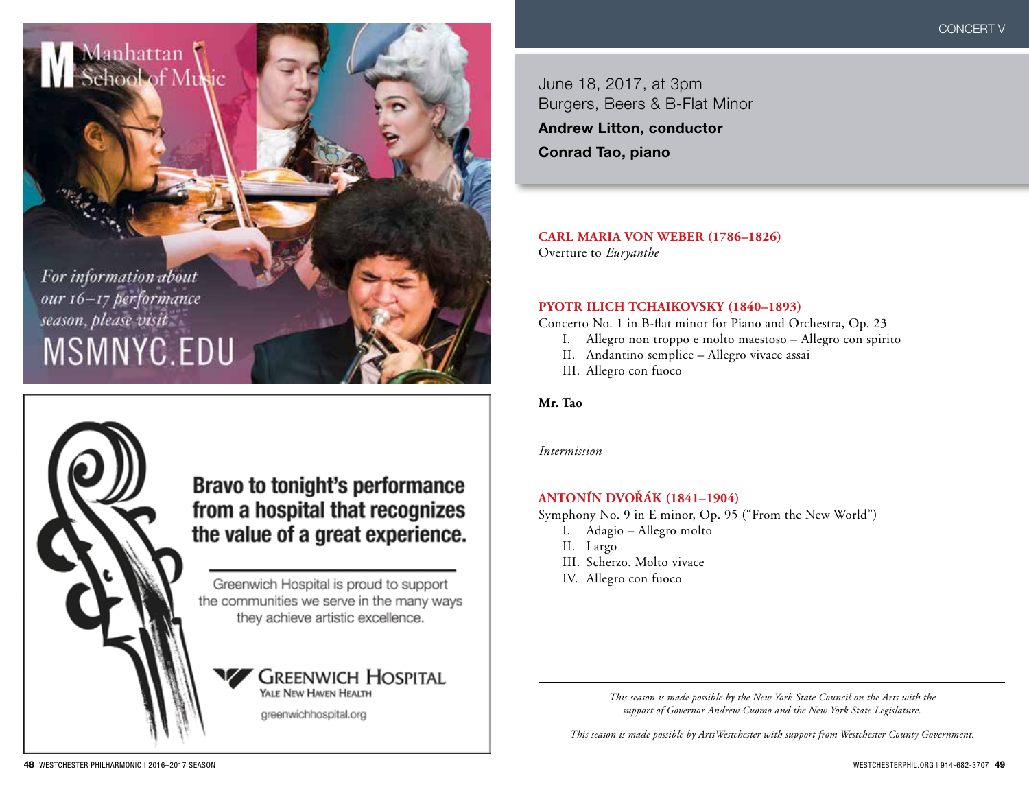Manhattan School of Music

*For information about our 16–17 performance season, please visit*

MSMNYC.EDU

**Bravo to tonight's performance from a hospital that recognizes the value of a great experience.**

Greenwich Hospital is proud to support the communities we serve in the many ways they achieve artistic excellence.

GREENWICH HOSPITAL
YALE NEW HAVEN HEALTH

greenwichhospital.org

CONCERT V

June 18, 2017, at 3pm
Burgers, Beers & B-Flat Minor

**Andrew Litton, conductor**

**Conrad Tao, piano**

**CARL MARIA VON WEBER (1786–1826)**
Overture to *Euryanthe*

**PYOTR ILICH TCHAIKOVSKY (1840–1893)**
Concerto No. 1 in B-flat minor for Piano and Orchestra, Op. 23

I. Allegro non troppo e molto maestoso – Allegro con spirito
II. Andantino semplice – Allegro vivace assai
III. Allegro con fuoco

**Mr. Tao**

*Intermission*

**ANTONÍN DVOŘÁK (1841–1904)**
Symphony No. 9 in E minor, Op. 95 ("From the New World")

I. Adagio – Allegro molto
II. Largo
III. Scherzo. Molto vivace
IV. Allegro con fuoco

---

*This season is made possible by the New York State Council on the Arts with the support of Governor Andrew Cuomo and the New York State Legislature.*

*This season is made possible by ArtsWestchester with support from Westchester County Government.*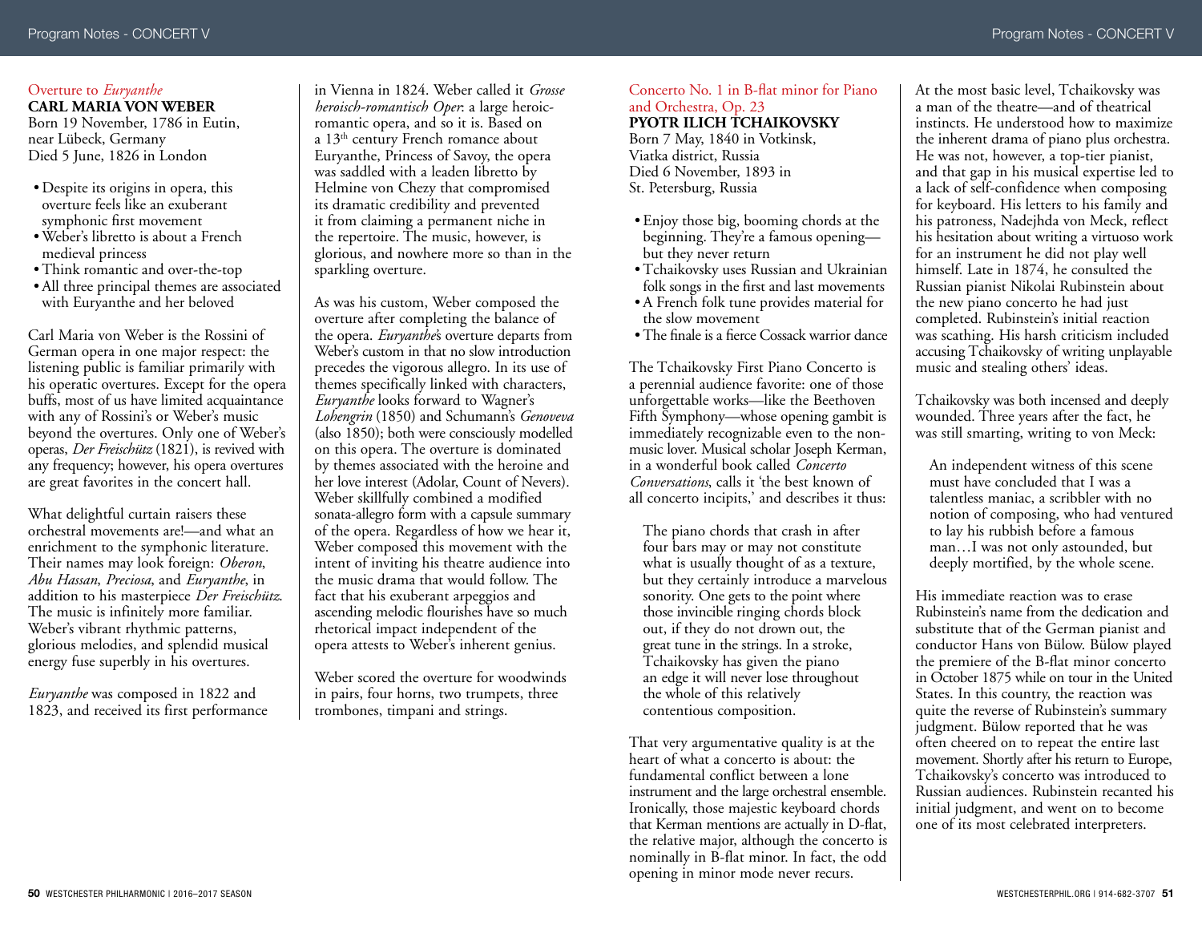## Overture to *Euryanthe*

**CARL MARIA VON WEBER**

Born 19 November, 1786 in Eutin, near Lübeck, Germany
Died 5 June, 1826 in London

- Despite its origins in opera, this overture feels like an exuberant symphonic first movement
- Weber's libretto is about a French medieval princess
- Think romantic and over-the-top
- All three principal themes are associated with Euryanthe and her beloved

Carl Maria von Weber is the Rossini of German opera in one major respect: the listening public is familiar primarily with his operatic overtures. Except for the opera buffs, most of us have limited acquaintance with any of Rossini's or Weber's music beyond the overtures. Only one of Weber's operas, *Der Freischütz* (1821), is revived with any frequency; however, his opera overtures are great favorites in the concert hall.

What delightful curtain raisers these orchestral movements are!—and what an enrichment to the symphonic literature. Their names may look foreign: *Oberon*, *Abu Hassan*, *Preciosa*, and *Euryanthe*, in addition to his masterpiece *Der Freischütz*. The music is infinitely more familiar. Weber's vibrant rhythmic patterns, glorious melodies, and splendid musical energy fuse superbly in his overtures.

*Euryanthe* was composed in 1822 and 1823, and received its first performance in Vienna in 1824. Weber called it *Grosse heroisch-romantisch Oper*: a large heroic-romantic opera, and so it is. Based on a 13th century French romance about Euryanthe, Princess of Savoy, the opera was saddled with a leaden libretto by Helmine von Chezy that compromised its dramatic credibility and prevented it from claiming a permanent niche in the repertoire. The music, however, is glorious, and nowhere more so than in the sparkling overture.

As was his custom, Weber composed the overture after completing the balance of the opera. *Euryanthe*'s overture departs from Weber's custom in that no slow introduction precedes the vigorous allegro. In its use of themes specifically linked with characters, *Euryanthe* looks forward to Wagner's *Lohengrin* (1850) and Schumann's *Genoveva* (also 1850); both were consciously modelled on this opera. The overture is dominated by themes associated with the heroine and her love interest (Adolar, Count of Nevers). Weber skillfully combined a modified sonata-allegro form with a capsule summary of the opera. Regardless of how we hear it, Weber composed this movement with the intent of inviting his theatre audience into the music drama that would follow. The fact that his exuberant arpeggios and ascending melodic flourishes have so much rhetorical impact independent of the opera attests to Weber's inherent genius.

Weber scored the overture for woodwinds in pairs, four horns, two trumpets, three trombones, timpani and strings.

## Concerto No. 1 in B-flat minor for Piano and Orchestra, Op. 23

**PYOTR ILICH TCHAIKOVSKY**

Born 7 May, 1840 in Votkinsk, Viatka district, Russia
Died 6 November, 1893 in St. Petersburg, Russia

- Enjoy those big, booming chords at the beginning. They're a famous opening—but they never return
- Tchaikovsky uses Russian and Ukrainian folk songs in the first and last movements
- A French folk tune provides material for the slow movement
- The finale is a fierce Cossack warrior dance

The Tchaikovsky First Piano Concerto is a perennial audience favorite: one of those unforgettable works—like the Beethoven Fifth Symphony—whose opening gambit is immediately recognizable even to the non-music lover. Musical scholar Joseph Kerman, in a wonderful book called *Concerto Conversations*, calls it 'the best known of all concerto incipits,' and describes it thus:

> The piano chords that crash in after four bars may or may not constitute what is usually thought of as a texture, but they certainly introduce a marvelous sonority. One gets to the point where those invincible ringing chords block out, if they do not drown out, the great tune in the strings. In a stroke, Tchaikovsky has given the piano an edge it will never lose throughout the whole of this relatively contentious composition.

That very argumentative quality is at the heart of what a concerto is about: the fundamental conflict between a lone instrument and the large orchestral ensemble. Ironically, those majestic keyboard chords that Kerman mentions are actually in D-flat, the relative major, although the concerto is nominally in B-flat minor. In fact, the odd opening in minor mode never recurs.

At the most basic level, Tchaikovsky was a man of the theatre—and of theatrical instincts. He understood how to maximize the inherent drama of piano plus orchestra. He was not, however, a top-tier pianist, and that gap in his musical expertise led to a lack of self-confidence when composing for keyboard. His letters to his family and his patroness, Nadejhda von Meck, reflect his hesitation about writing a virtuoso work for an instrument he did not play well himself. Late in 1874, he consulted the Russian pianist Nikolai Rubinstein about the new piano concerto he had just completed. Rubinstein's initial reaction was scathing. His harsh criticism included accusing Tchaikovsky of writing unplayable music and stealing others' ideas.

Tchaikovsky was both incensed and deeply wounded. Three years after the fact, he was still smarting, writing to von Meck:

> An independent witness of this scene must have concluded that I was a talentless maniac, a scribbler with no notion of composing, who had ventured to lay his rubbish before a famous man…I was not only astounded, but deeply mortified, by the whole scene.

His immediate reaction was to erase Rubinstein's name from the dedication and substitute that of the German pianist and conductor Hans von Bülow. Bülow played the premiere of the B-flat minor concerto in October 1875 while on tour in the United States. In this country, the reaction was quite the reverse of Rubinstein's summary judgment. Bülow reported that he was often cheered on to repeat the entire last movement. Shortly after his return to Europe, Tchaikovsky's concerto was introduced to Russian audiences. Rubinstein recanted his initial judgment, and went on to become one of its most celebrated interpreters.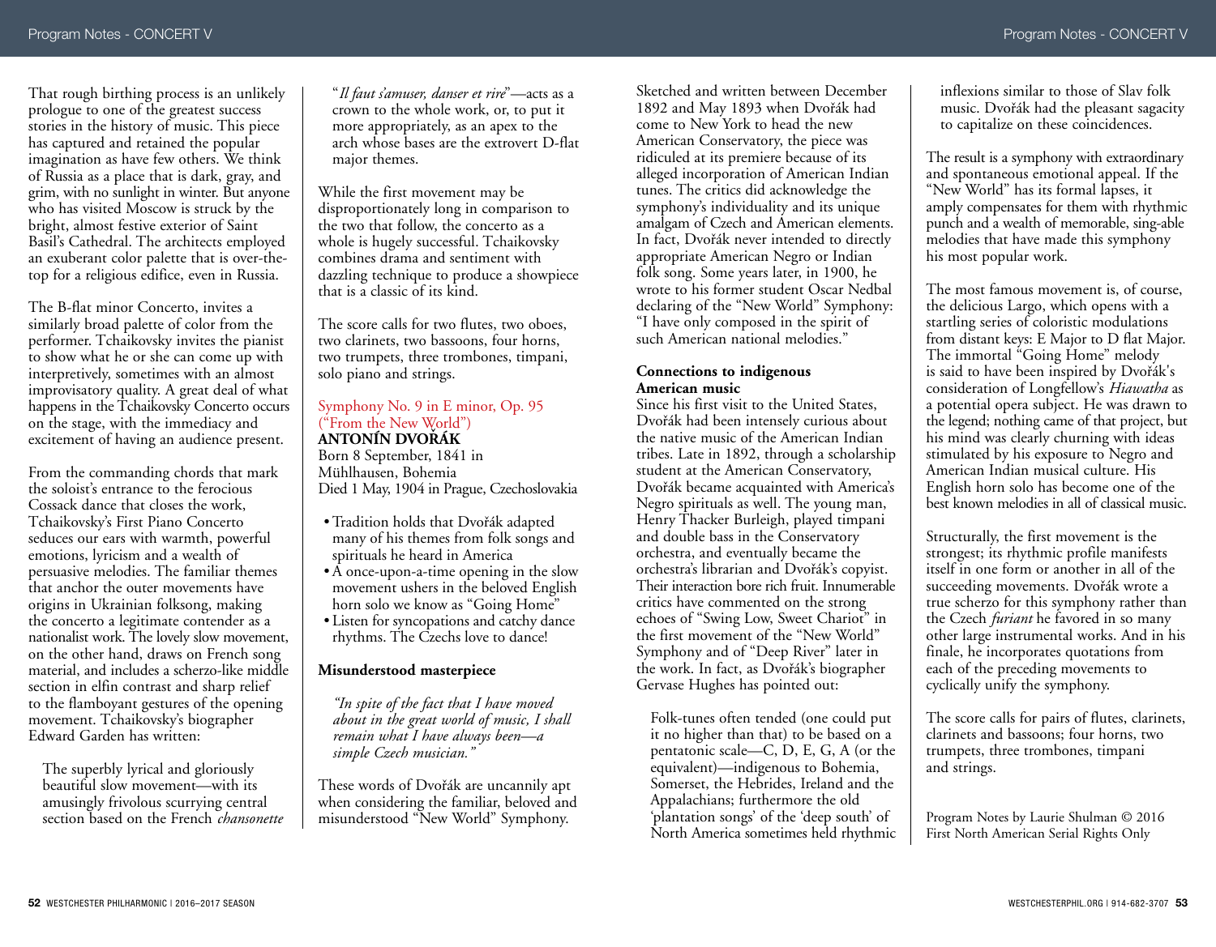That rough birthing process is an unlikely prologue to one of the greatest success stories in the history of music. This piece has captured and retained the popular imagination as have few others. We think of Russia as a place that is dark, gray, and grim, with no sunlight in winter. But anyone who has visited Moscow is struck by the bright, almost festive exterior of Saint Basil's Cathedral. The architects employed an exuberant color palette that is over-the-top for a religious edifice, even in Russia.

The B-flat minor Concerto, invites a similarly broad palette of color from the performer. Tchaikovsky invites the pianist to show what he or she can come up with interpretively, sometimes with an almost improvisatory quality. A great deal of what happens in the Tchaikovsky Concerto occurs on the stage, with the immediacy and excitement of having an audience present.

From the commanding chords that mark the soloist's entrance to the ferocious Cossack dance that closes the work, Tchaikovsky's First Piano Concerto seduces our ears with warmth, powerful emotions, lyricism and a wealth of persuasive melodies. The familiar themes that anchor the outer movements have origins in Ukrainian folksong, making the concerto a legitimate contender as a nationalist work. The lovely slow movement, on the other hand, draws on French song material, and includes a scherzo-like middle section in elfin contrast and sharp relief to the flamboyant gestures of the opening movement. Tchaikovsky's biographer Edward Garden has written:

> The superbly lyrical and gloriously beautiful slow movement—with its amusingly frivolous scurrying central section based on the French *chansonette* "*Il faut s'amuser, danser et rire*"—acts as a crown to the whole work, or, to put it more appropriately, as an apex to the arch whose bases are the extrovert D-flat major themes.

While the first movement may be disproportionately long in comparison to the two that follow, the concerto as a whole is hugely successful. Tchaikovsky combines drama and sentiment with dazzling technique to produce a showpiece that is a classic of its kind.

The score calls for two flutes, two oboes, two clarinets, two bassoons, four horns, two trumpets, three trombones, timpani, solo piano and strings.

## Symphony No. 9 in E minor, Op. 95 ("From the New World")

**ANTONÍN DVOŘÁK**
Born 8 September, 1841 in Mühlhausen, Bohemia
Died 1 May, 1904 in Prague, Czechoslovakia

- Tradition holds that Dvořák adapted many of his themes from folk songs and spirituals he heard in America
- A once-upon-a-time opening in the slow movement ushers in the beloved English horn solo we know as "Going Home"
- Listen for syncopations and catchy dance rhythms. The Czechs love to dance!

### Misunderstood masterpiece

*"In spite of the fact that I have moved about in the great world of music, I shall remain what I have always been—a simple Czech musician."*

These words of Dvořák are uncannily apt when considering the familiar, beloved and misunderstood "New World" Symphony. Sketched and written between December 1892 and May 1893 when Dvořák had come to New York to head the new American Conservatory, the piece was ridiculed at its premiere because of its alleged incorporation of American Indian tunes. The critics did acknowledge the symphony's individuality and its unique amalgam of Czech and American elements. In fact, Dvořák never intended to directly appropriate American Negro or Indian folk song. Some years later, in 1900, he wrote to his former student Oscar Nedbal declaring of the "New World" Symphony: "I have only composed in the spirit of such American national melodies."

### Connections to indigenous American music

Since his first visit to the United States, Dvořák had been intensely curious about the native music of the American Indian tribes. Late in 1892, through a scholarship student at the American Conservatory, Dvořák became acquainted with America's Negro spirituals as well. The young man, Henry Thacker Burleigh, played timpani and double bass in the Conservatory orchestra, and eventually became the orchestra's librarian and Dvořák's copyist. Their interaction bore rich fruit. Innumerable critics have commented on the strong echoes of "Swing Low, Sweet Chariot" in the first movement of the "New World" Symphony and of "Deep River" later in the work. In fact, as Dvořák's biographer Gervase Hughes has pointed out:

> Folk-tunes often tended (one could put it no higher than that) to be based on a pentatonic scale—C, D, E, G, A (or the equivalent)—indigenous to Bohemia, Somerset, the Hebrides, Ireland and the Appalachians; furthermore the old 'plantation songs' of the 'deep south' of North America sometimes held rhythmic inflexions similar to those of Slav folk music. Dvořák had the pleasant sagacity to capitalize on these coincidences.

The result is a symphony with extraordinary and spontaneous emotional appeal. If the "New World" has its formal lapses, it amply compensates for them with rhythmic punch and a wealth of memorable, sing-able melodies that have made this symphony his most popular work.

The most famous movement is, of course, the delicious Largo, which opens with a startling series of coloristic modulations from distant keys: E Major to D flat Major. The immortal "Going Home" melody is said to have been inspired by Dvořák's consideration of Longfellow's *Hiawatha* as a potential opera subject. He was drawn to the legend; nothing came of that project, but his mind was clearly churning with ideas stimulated by his exposure to Negro and American Indian musical culture. His English horn solo has become one of the best known melodies in all of classical music.

Structurally, the first movement is the strongest; its rhythmic profile manifests itself in one form or another in all of the succeeding movements. Dvořák wrote a true scherzo for this symphony rather than the Czech *furiant* he favored in so many other large instrumental works. And in his finale, he incorporates quotations from each of the preceding movements to cyclically unify the symphony.

The score calls for pairs of flutes, clarinets, clarinets and bassoons; four horns, two trumpets, three trombones, timpani and strings.

Program Notes by Laurie Shulman © 2016
First North American Serial Rights Only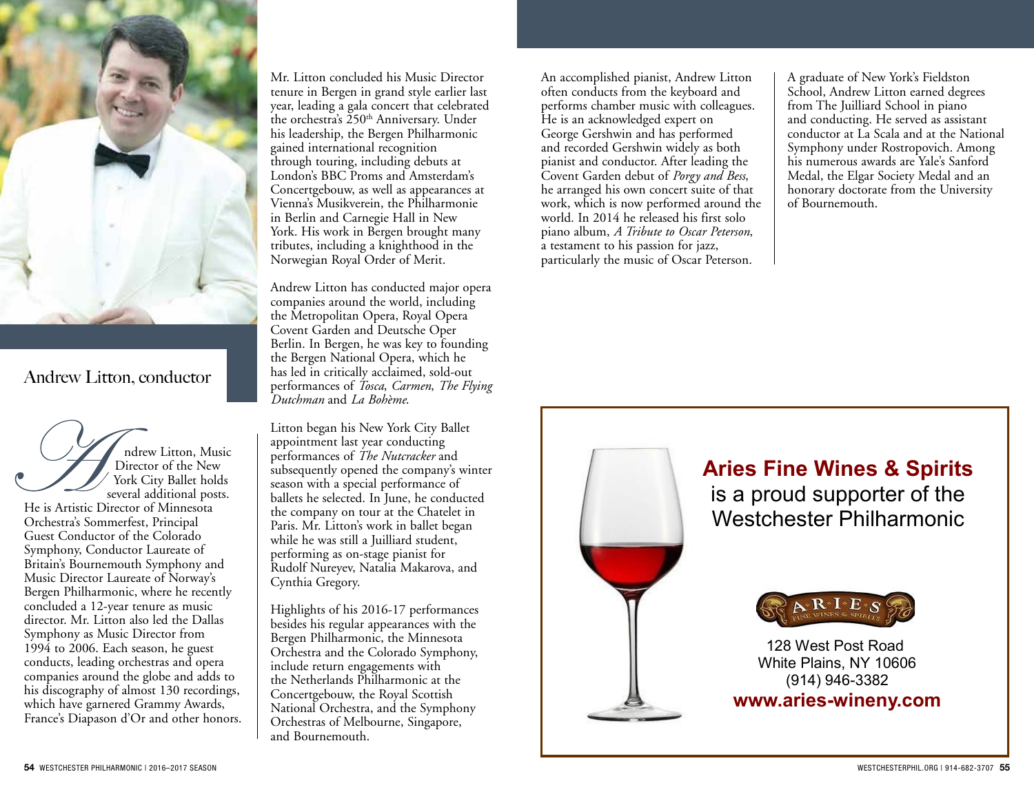## Andrew Litton, conductor

Andrew Litton, Music Director of the New York City Ballet holds several additional posts. He is Artistic Director of Minnesota Orchestra's Sommerfest, Principal Guest Conductor of the Colorado Symphony, Conductor Laureate of Britain's Bournemouth Symphony and Music Director Laureate of Norway's Bergen Philharmonic, where he recently concluded a 12-year tenure as music director. Mr. Litton also led the Dallas Symphony as Music Director from 1994 to 2006. Each season, he guest conducts, leading orchestras and opera companies around the globe and adds to his discography of almost 130 recordings, which have garnered Grammy Awards, France's Diapason d'Or and other honors.

Mr. Litton concluded his Music Director tenure in Bergen in grand style earlier last year, leading a gala concert that celebrated the orchestra's 250th Anniversary. Under his leadership, the Bergen Philharmonic gained international recognition through touring, including debuts at London's BBC Proms and Amsterdam's Concertgebouw, as well as appearances at Vienna's Musikverein, the Philharmonie in Berlin and Carnegie Hall in New York. His work in Bergen brought many tributes, including a knighthood in the Norwegian Royal Order of Merit.

Andrew Litton has conducted major opera companies around the world, including the Metropolitan Opera, Royal Opera Covent Garden and Deutsche Oper Berlin. In Bergen, he was key to founding the Bergen National Opera, which he has led in critically acclaimed, sold-out performances of *Tosca*, *Carmen*, *The Flying Dutchman* and *La Bohème*.

Litton began his New York City Ballet appointment last year conducting performances of *The Nutcracker* and subsequently opened the company's winter season with a special performance of ballets he selected. In June, he conducted the company on tour at the Chatelet in Paris. Mr. Litton's work in ballet began while he was still a Juilliard student, performing as on-stage pianist for Rudolf Nureyev, Natalia Makarova, and Cynthia Gregory.

Highlights of his 2016-17 performances besides his regular appearances with the Bergen Philharmonic, the Minnesota Orchestra and the Colorado Symphony, include return engagements with the Netherlands Philharmonic at the Concertgebouw, the Royal Scottish National Orchestra, and the Symphony Orchestras of Melbourne, Singapore, and Bournemouth.

An accomplished pianist, Andrew Litton often conducts from the keyboard and performs chamber music with colleagues. He is an acknowledged expert on George Gershwin and has performed and recorded Gershwin widely as both pianist and conductor. After leading the Covent Garden debut of *Porgy and Bess*, he arranged his own concert suite of that work, which is now performed around the world. In 2014 he released his first solo piano album, *A Tribute to Oscar Peterson*, a testament to his passion for jazz, particularly the music of Oscar Peterson.

A graduate of New York's Fieldston School, Andrew Litton earned degrees from The Juilliard School in piano and conducting. He served as assistant conductor at La Scala and at the National Symphony under Rostropovich. Among his numerous awards are Yale's Sanford Medal, the Elgar Society Medal and an honorary doctorate from the University of Bournemouth.

**Aries Fine Wines & Spirits** is a proud supporter of the Westchester Philharmonic

ARIES FINE WINES & SPIRITS

128 West Post Road
White Plains, NY 10606
(914) 946-3382
**www.aries-wineny.com**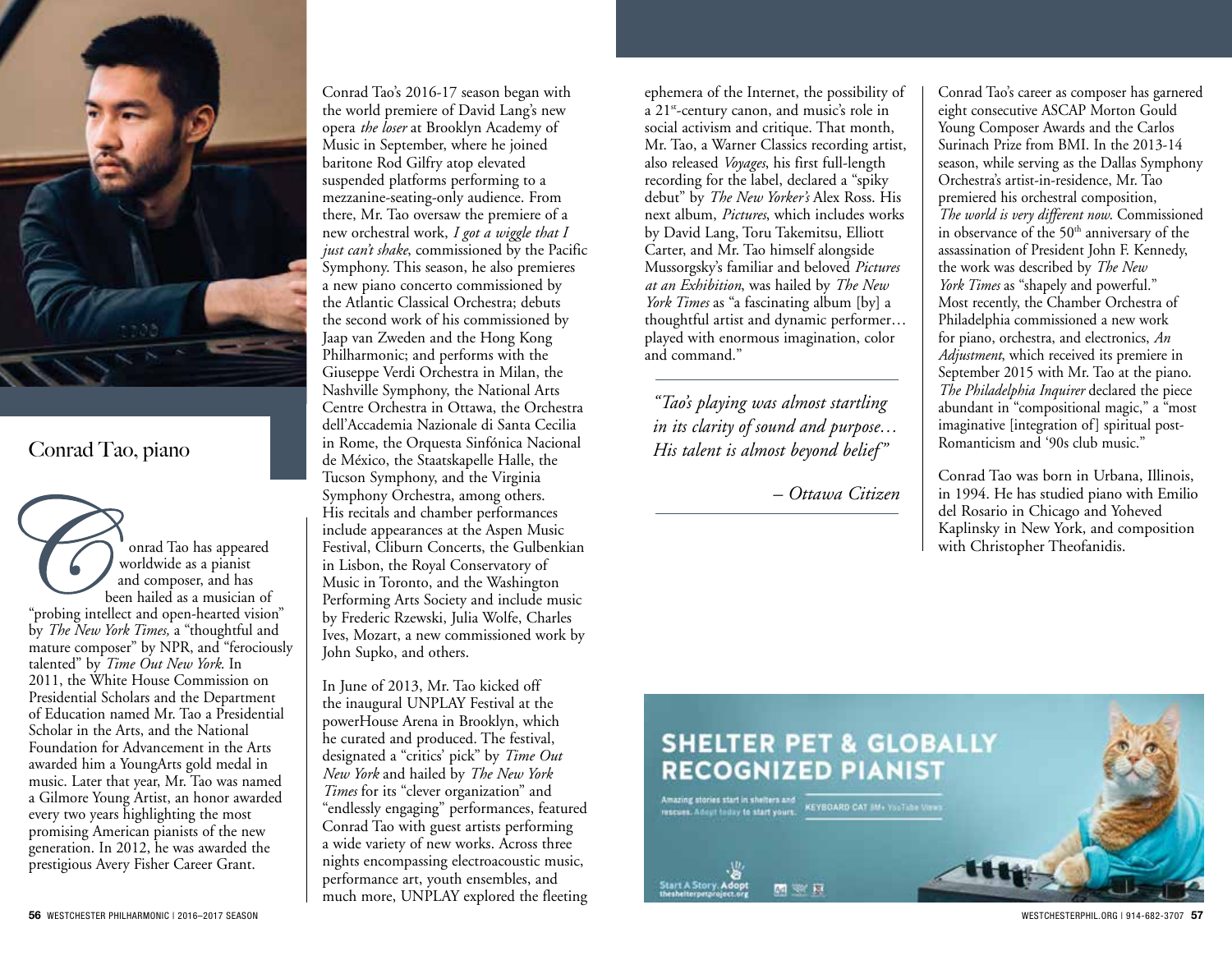## Conrad Tao, piano

Conrad Tao has appeared worldwide as a pianist and composer, and has been hailed as a musician of "probing intellect and open-hearted vision" by *The New York Times,* a "thoughtful and mature composer" by NPR, and "ferociously talented" by *Time Out New York*. In 2011, the White House Commission on Presidential Scholars and the Department of Education named Mr. Tao a Presidential Scholar in the Arts, and the National Foundation for Advancement in the Arts awarded him a YoungArts gold medal in music. Later that year, Mr. Tao was named a Gilmore Young Artist, an honor awarded every two years highlighting the most promising American pianists of the new generation. In 2012, he was awarded the prestigious Avery Fisher Career Grant.

Conrad Tao's 2016-17 season began with the world premiere of David Lang's new opera *the loser* at Brooklyn Academy of Music in September, where he joined baritone Rod Gilfry atop elevated suspended platforms performing to a mezzanine-seating-only audience. From there, Mr. Tao oversaw the premiere of a new orchestral work, *I got a wiggle that I just can't shake*, commissioned by the Pacific Symphony. This season, he also premieres a new piano concerto commissioned by the Atlantic Classical Orchestra; debuts the second work of his commissioned by Jaap van Zweden and the Hong Kong Philharmonic; and performs with the Giuseppe Verdi Orchestra in Milan, the Nashville Symphony, the National Arts Centre Orchestra in Ottawa, the Orchestra dell'Accademia Nazionale di Santa Cecilia in Rome, the Orquesta Sinfónica Nacional de México, the Staatskapelle Halle, the Tucson Symphony, and the Virginia Symphony Orchestra, among others. His recitals and chamber performances include appearances at the Aspen Music Festival, Cliburn Concerts, the Gulbenkian in Lisbon, the Royal Conservatory of Music in Toronto, and the Washington Performing Arts Society and include music by Frederic Rzewski, Julia Wolfe, Charles Ives, Mozart, a new commissioned work by John Supko, and others.

In June of 2013, Mr. Tao kicked off the inaugural UNPLAY Festival at the powerHouse Arena in Brooklyn, which he curated and produced. The festival, designated a "critics' pick" by *Time Out New York* and hailed by *The New York Times* for its "clever organization" and "endlessly engaging" performances, featured Conrad Tao with guest artists performing a wide variety of new works. Across three nights encompassing electroacoustic music, performance art, youth ensembles, and much more, UNPLAY explored the fleeting ephemera of the Internet, the possibility of a 21st-century canon, and music's role in social activism and critique. That month, Mr. Tao, a Warner Classics recording artist, also released *Voyages*, his first full-length recording for the label, declared a "spiky debut" by *The New Yorker's* Alex Ross. His next album, *Pictures*, which includes works by David Lang, Toru Takemitsu, Elliott Carter, and Mr. Tao himself alongside Mussorgsky's familiar and beloved *Pictures at an Exhibition*, was hailed by *The New York Times* as "a fascinating album [by] a thoughtful artist and dynamic performer… played with enormous imagination, color and command."

*"Tao's playing was almost startling in its clarity of sound and purpose… His talent is almost beyond belief"*

*– Ottawa Citizen*

Conrad Tao's career as composer has garnered eight consecutive ASCAP Morton Gould Young Composer Awards and the Carlos Surinach Prize from BMI. In the 2013-14 season, while serving as the Dallas Symphony Orchestra's artist-in-residence, Mr. Tao premiered his orchestral composition, *The world is very different now*. Commissioned in observance of the 50th anniversary of the assassination of President John F. Kennedy, the work was described by *The New York Times* as "shapely and powerful." Most recently, the Chamber Orchestra of Philadelphia commissioned a new work for piano, orchestra, and electronics, *An Adjustment*, which received its premiere in September 2015 with Mr. Tao at the piano. *The Philadelphia Inquirer* declared the piece abundant in "compositional magic," a "most imaginative [integration of] spiritual post-Romanticism and '90s club music."

Conrad Tao was born in Urbana, Illinois, in 1994. He has studied piano with Emilio del Rosario in Chicago and Yoheved Kaplinsky in New York, and composition with Christopher Theofanidis.

SHELTER PET & GLOBALLY RECOGNIZED PIANIST

Amazing stories start in shelters and rescues. Adopt today to start yours.

KEYBOARD CAT 8M+ YouTube Views

Start A Story. Adopt
theshelterpetproject.org